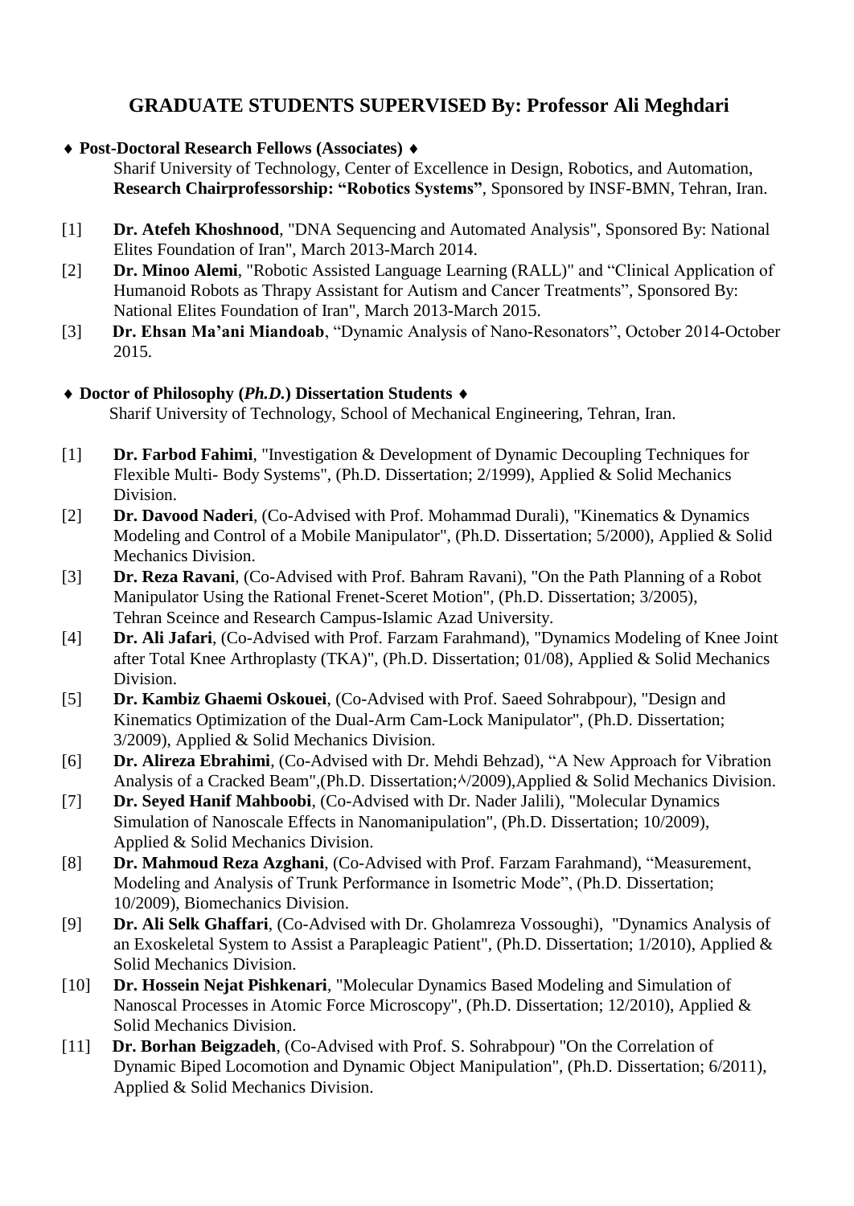# GRADUATE STUDENTS SUPERVISED By: Professor Ali Meghdari

## ♦ Post-Doctoral Research Fellows (Associates) ♦

Sharif University of Technology, Center of Excellence in Design, Robotics, and Automation, **Research Chairprofessorship: "Robotics Systems"**, Sponsored by INSF-BMN, Tehran, Iran.

[1] **Dr. Atefeh Khoshnood**, "DNA Sequencing and Automated Analysis", Sponsored By: National Elites Foundation of Iran", March 2013-March 2014.

[2] **Dr. Minoo Alemi**, "Robotic Assisted Language Learning (RALL)" and "Clinical Application of Humanoid Robots as Thrapy Assistant for Autism and Cancer Treatments", Sponsored By: National Elites Foundation of Iran", March 2013-March 2015.

[3] **Dr. Ehsan Ma'ani Miandoab**, "Dynamic Analysis of Nano-Resonators", October 2014-October 2015.

## ♦ Doctor of Philosophy (*Ph.D.*) Dissertation Students ♦

Sharif University of Technology, School of Mechanical Engineering, Tehran, Iran.

[1] **Dr. Farbod Fahimi**, "Investigation & Development of Dynamic Decoupling Techniques for Flexible Multi- Body Systems", (Ph.D. Dissertation; 2/1999), Applied & Solid Mechanics Division.

[2] **Dr. Davood Naderi**, (Co-Advised with Prof. Mohammad Durali), "Kinematics & Dynamics Modeling and Control of a Mobile Manipulator", (Ph.D. Dissertation; 5/2000), Applied & Solid Mechanics Division.

[3] **Dr. Reza Ravani**, (Co-Advised with Prof. Bahram Ravani), "On the Path Planning of a Robot Manipulator Using the Rational Frenet-Sceret Motion", (Ph.D. Dissertation; 3/2005), Tehran Sceince and Research Campus-Islamic Azad University.

[4] **Dr. Ali Jafari**, (Co-Advised with Prof. Farzam Farahmand), "Dynamics Modeling of Knee Joint after Total Knee Arthroplasty (TKA)", (Ph.D. Dissertation; 01/08), Applied & Solid Mechanics Division.

[5] **Dr. Kambiz Ghaemi Oskouei**, (Co-Advised with Prof. Saeed Sohrabpour), "Design and Kinematics Optimization of the Dual-Arm Cam-Lock Manipulator", (Ph.D. Dissertation; 3/2009), Applied & Solid Mechanics Division.

[6] **Dr. Alireza Ebrahimi**, (Co-Advised with Dr. Mehdi Behzad), "A New Approach for Vibration Analysis of a Cracked Beam",(Ph.D. Dissertation;٨/2009),Applied & Solid Mechanics Division.

[7] **Dr. Seyed Hanif Mahboobi**, (Co-Advised with Dr. Nader Jalili), "Molecular Dynamics Simulation of Nanoscale Effects in Nanomanipulation", (Ph.D. Dissertation; 10/2009), Applied & Solid Mechanics Division.

[8] **Dr. Mahmoud Reza Azghani**, (Co-Advised with Prof. Farzam Farahmand), "Measurement, Modeling and Analysis of Trunk Performance in Isometric Mode", (Ph.D. Dissertation; 10/2009), Biomechanics Division.

[9] **Dr. Ali Selk Ghaffari**, (Co-Advised with Dr. Gholamreza Vossoughi), "Dynamics Analysis of an Exoskeletal System to Assist a Parapleagic Patient", (Ph.D. Dissertation; 1/2010), Applied & Solid Mechanics Division.

[10] **Dr. Hossein Nejat Pishkenari**, "Molecular Dynamics Based Modeling and Simulation of Nanoscal Processes in Atomic Force Microscopy", (Ph.D. Dissertation; 12/2010), Applied & Solid Mechanics Division.

[11] **Dr. Borhan Beigzadeh**, (Co-Advised with Prof. S. Sohrabpour) "On the Correlation of Dynamic Biped Locomotion and Dynamic Object Manipulation", (Ph.D. Dissertation; 6/2011), Applied & Solid Mechanics Division.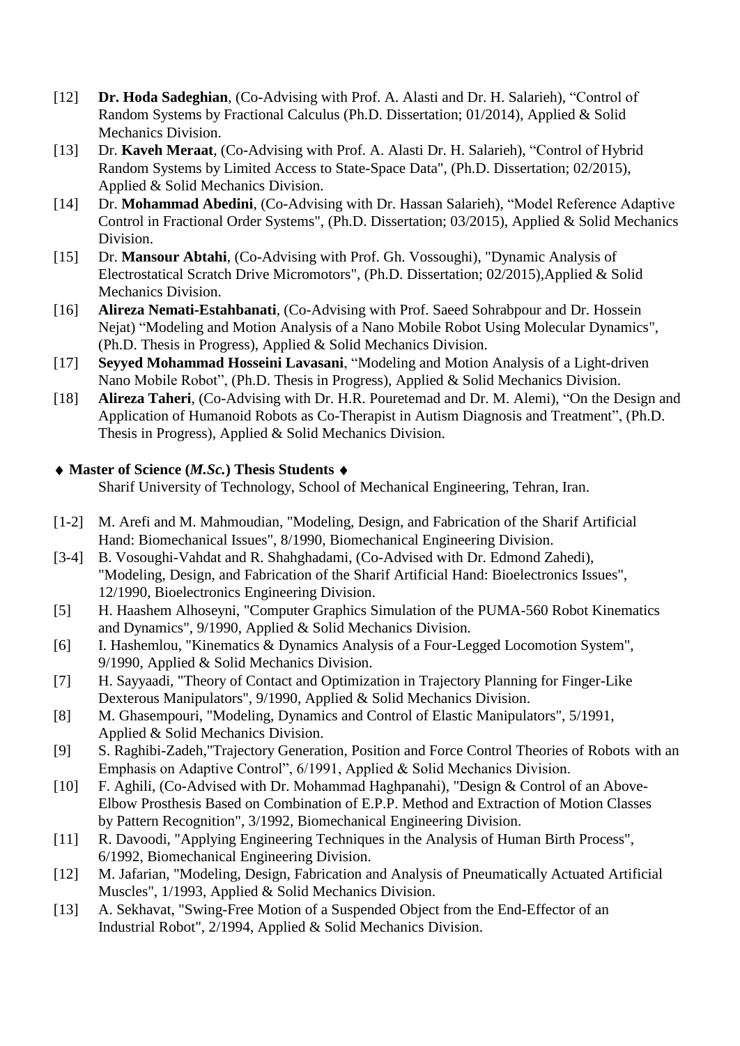- [12] **Dr. Hoda Sadeghian**, (Co-Advising with Prof. A. Alasti and Dr. H. Salarieh), "Control of Random Systems by Fractional Calculus (Ph.D. Dissertation; 01/2014), Applied & Solid Mechanics Division.
- [13] Dr. **Kaveh Meraat**, (Co-Advising with Prof. A. Alasti Dr. H. Salarieh), "Control of Hybrid Random Systems by Limited Access to State-Space Data", (Ph.D. Dissertation; 02/2015), Applied & Solid Mechanics Division.
- [14] Dr. **Mohammad Abedini**, (Co-Advising with Dr. Hassan Salarieh), "Model Reference Adaptive Control in Fractional Order Systems", (Ph.D. Dissertation; 03/2015), Applied & Solid Mechanics Division.
- [15] Dr. **Mansour Abtahi**, (Co-Advising with Prof. Gh. Vossoughi), "Dynamic Analysis of Electrostatical Scratch Drive Micromotors", (Ph.D. Dissertation; 02/2015),Applied & Solid Mechanics Division.
- [16] **Alireza Nemati-Estahbanati**, (Co-Advising with Prof. Saeed Sohrabpour and Dr. Hossein Nejat) "Modeling and Motion Analysis of a Nano Mobile Robot Using Molecular Dynamics", (Ph.D. Thesis in Progress), Applied & Solid Mechanics Division.
- [17] **Seyyed Mohammad Hosseini Lavasani**, "Modeling and Motion Analysis of a Light-driven Nano Mobile Robot", (Ph.D. Thesis in Progress), Applied & Solid Mechanics Division.
- [18] **Alireza Taheri**, (Co-Advising with Dr. H.R. Pouretemad and Dr. M. Alemi), "On the Design and Application of Humanoid Robots as Co-Therapist in Autism Diagnosis and Treatment", (Ph.D. Thesis in Progress), Applied & Solid Mechanics Division.

### ♦ Master of Science (*M.Sc.*) Thesis Students ♦

Sharif University of Technology, School of Mechanical Engineering, Tehran, Iran.

- [1-2] M. Arefi and M. Mahmoudian, "Modeling, Design, and Fabrication of the Sharif Artificial Hand: Biomechanical Issues", 8/1990, Biomechanical Engineering Division.
- [3-4] B. Vosoughi-Vahdat and R. Shahghadami, (Co-Advised with Dr. Edmond Zahedi), "Modeling, Design, and Fabrication of the Sharif Artificial Hand: Bioelectronics Issues", 12/1990, Bioelectronics Engineering Division.
- [5] H. Haashem Alhoseyni, "Computer Graphics Simulation of the PUMA-560 Robot Kinematics and Dynamics", 9/1990, Applied & Solid Mechanics Division.
- [6] I. Hashemlou, "Kinematics & Dynamics Analysis of a Four-Legged Locomotion System", 9/1990, Applied & Solid Mechanics Division.
- [7] H. Sayyaadi, "Theory of Contact and Optimization in Trajectory Planning for Finger-Like Dexterous Manipulators", 9/1990, Applied & Solid Mechanics Division.
- [8] M. Ghasempouri, "Modeling, Dynamics and Control of Elastic Manipulators", 5/1991, Applied & Solid Mechanics Division.
- [9] S. Raghibi-Zadeh,"Trajectory Generation, Position and Force Control Theories of Robots with an Emphasis on Adaptive Control", 6/1991, Applied & Solid Mechanics Division.
- [10] F. Aghili, (Co-Advised with Dr. Mohammad Haghpanahi), "Design & Control of an Above-Elbow Prosthesis Based on Combination of E.P.P. Method and Extraction of Motion Classes by Pattern Recognition", 3/1992, Biomechanical Engineering Division.
- [11] R. Davoodi, "Applying Engineering Techniques in the Analysis of Human Birth Process", 6/1992, Biomechanical Engineering Division.
- [12] M. Jafarian, "Modeling, Design, Fabrication and Analysis of Pneumatically Actuated Artificial Muscles", 1/1993, Applied & Solid Mechanics Division.
- [13] A. Sekhavat, "Swing-Free Motion of a Suspended Object from the End-Effector of an Industrial Robot", 2/1994, Applied & Solid Mechanics Division.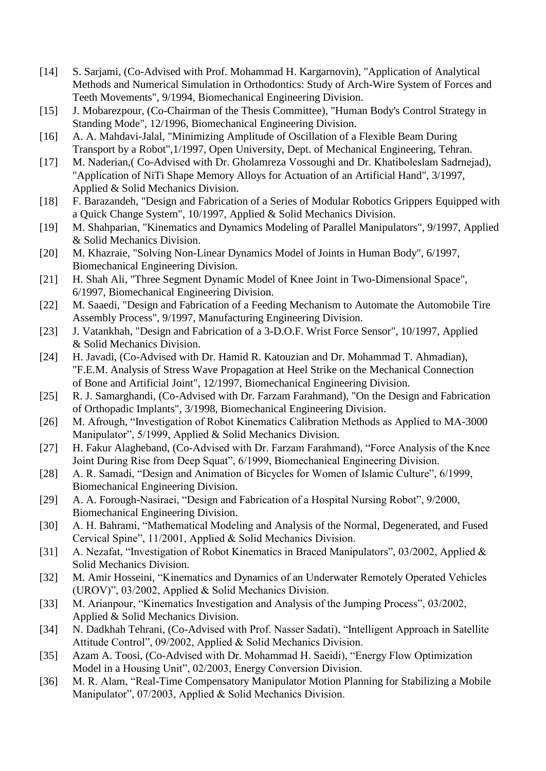[14] S. Sarjami, (Co-Advised with Prof. Mohammad H. Kargarnovin), "Application of Analytical Methods and Numerical Simulation in Orthodontics: Study of Arch-Wire System of Forces and Teeth Movements", 9/1994, Biomechanical Engineering Division.

[15] J. Mobarezpour, (Co-Chairman of the Thesis Committee), "Human Body's Control Strategy in Standing Mode", 12/1996, Biomechanical Engineering Division.

[16] A. A. Mahdavi-Jalal, "Minimizing Amplitude of Oscillation of a Flexible Beam During Transport by a Robot",1/1997, Open University, Dept. of Mechanical Engineering, Tehran.

[17] M. Naderian,( Co-Advised with Dr. Gholamreza Vossoughi and Dr. Khatiboleslam Sadrnejad), "Application of NiTi Shape Memory Alloys for Actuation of an Artificial Hand", 3/1997, Applied & Solid Mechanics Division.

[18] F. Barazandeh, "Design and Fabrication of a Series of Modular Robotics Grippers Equipped with a Quick Change System", 10/1997, Applied & Solid Mechanics Division.

[19] M. Shahparian, "Kinematics and Dynamics Modeling of Parallel Manipulators", 9/1997, Applied & Solid Mechanics Division.

[20] M. Khazraie, "Solving Non-Linear Dynamics Model of Joints in Human Body", 6/1997, Biomechanical Engineering Division.

[21] H. Shah Ali, "Three Segment Dynamic Model of Knee Joint in Two-Dimensional Space", 6/1997, Biomechanical Engineering Division.

[22] M. Saaedi, "Design and Fabrication of a Feeding Mechanism to Automate the Automobile Tire Assembly Process", 9/1997, Manufacturing Engineering Division.

[23] J. Vatankhah, "Design and Fabrication of a 3-D.O.F. Wrist Force Sensor", 10/1997, Applied & Solid Mechanics Division.

[24] H. Javadi, (Co-Advised with Dr. Hamid R. Katouzian and Dr. Mohammad T. Ahmadian), "F.E.M. Analysis of Stress Wave Propagation at Heel Strike on the Mechanical Connection of Bone and Artificial Joint", 12/1997, Biomechanical Engineering Division.

[25] R. J. Samarghandi, (Co-Advised with Dr. Farzam Farahmand), "On the Design and Fabrication of Orthopadic Implants", 3/1998, Biomechanical Engineering Division.

[26] M. Afrough, “Investigation of Robot Kinematics Calibration Methods as Applied to MA-3000 Manipulator”, 5/1999, Applied & Solid Mechanics Division.

[27] H. Fakur Alagheband, (Co-Advised with Dr. Farzam Farahmand), “Force Analysis of the Knee Joint During Rise from Deep Squat”, 6/1999, Biomechanical Engineering Division.

[28] A. R. Samadi, “Design and Animation of Bicycles for Women of Islamic Culture”, 6/1999, Biomechanical Engineering Division.

[29] A. A. Forough-Nasiraei, “Design and Fabrication of a Hospital Nursing Robot”, 9/2000, Biomechanical Engineering Division.

[30] A. H. Bahrami, “Mathematical Modeling and Analysis of the Normal, Degenerated, and Fused Cervical Spine”, 11/2001, Applied & Solid Mechanics Division.

[31] A. Nezafat, “Investigation of Robot Kinematics in Braced Manipulators”, 03/2002, Applied & Solid Mechanics Division.

[32] M. Amir Hosseini, “Kinematics and Dynamics of an Underwater Remotely Operated Vehicles (UROV)”, 03/2002, Applied & Solid Mechanics Division.

[33] M. Arianpour, “Kinematics Investigation and Analysis of the Jumping Process”, 03/2002, Applied & Solid Mechanics Division.

[34] N. Dadkhah Tehrani, (Co-Advised with Prof. Nasser Sadati), “Intelligent Approach in Satellite Attitude Control”, 09/2002, Applied & Solid Mechanics Division.

[35] Azam A. Toosi, (Co-Advised with Dr. Mohammad H. Saeidi), “Energy Flow Optimization Model in a Housing Unit”, 02/2003, Energy Conversion Division.

[36] M. R. Alam, “Real-Time Compensatory Manipulator Motion Planning for Stabilizing a Mobile Manipulator”, 07/2003, Applied & Solid Mechanics Division.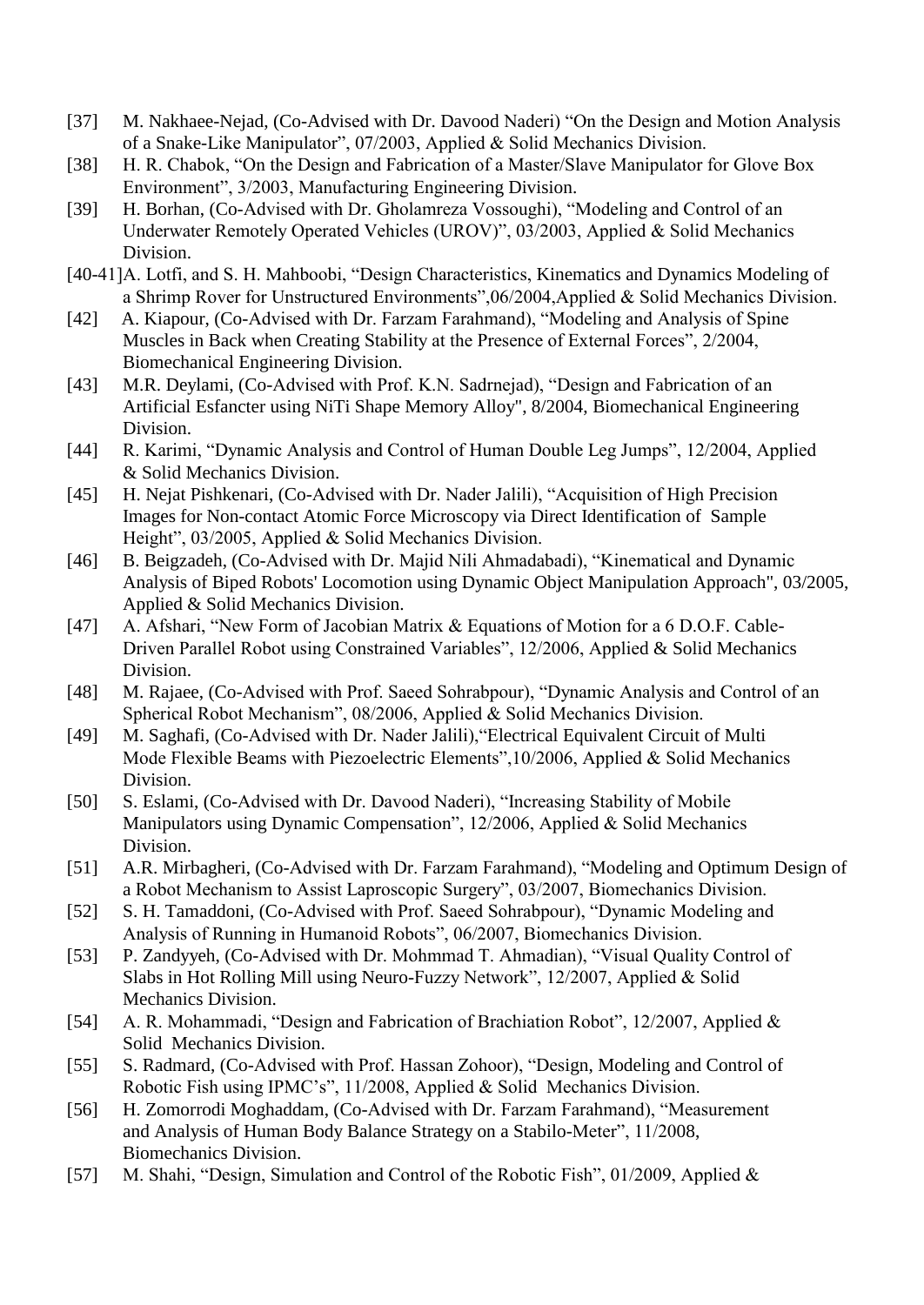[37] M. Nakhaee-Nejad, (Co-Advised with Dr. Davood Naderi) “On the Design and Motion Analysis of a Snake-Like Manipulator”, 07/2003, Applied & Solid Mechanics Division.

[38] H. R. Chabok, “On the Design and Fabrication of a Master/Slave Manipulator for Glove Box Environment”, 3/2003, Manufacturing Engineering Division.

[39] H. Borhan, (Co-Advised with Dr. Gholamreza Vossoughi), “Modeling and Control of an Underwater Remotely Operated Vehicles (UROV)”, 03/2003, Applied & Solid Mechanics Division.

[40-41] A. Lotfi, and S. H. Mahboobi, “Design Characteristics, Kinematics and Dynamics Modeling of a Shrimp Rover for Unstructured Environments”,06/2004,Applied & Solid Mechanics Division.

[42] A. Kiapour, (Co-Advised with Dr. Farzam Farahmand), “Modeling and Analysis of Spine Muscles in Back when Creating Stability at the Presence of External Forces”, 2/2004, Biomechanical Engineering Division.

[43] M.R. Deylami, (Co-Advised with Prof. K.N. Sadrnejad), “Design and Fabrication of an Artificial Esfancter using NiTi Shape Memory Alloy", 8/2004, Biomechanical Engineering Division.

[44] R. Karimi, “Dynamic Analysis and Control of Human Double Leg Jumps”, 12/2004, Applied & Solid Mechanics Division.

[45] H. Nejat Pishkenari, (Co-Advised with Dr. Nader Jalili), “Acquisition of High Precision Images for Non-contact Atomic Force Microscopy via Direct Identification of Sample Height”, 03/2005, Applied & Solid Mechanics Division.

[46] B. Beigzadeh, (Co-Advised with Dr. Majid Nili Ahmadabadi), “Kinematical and Dynamic Analysis of Biped Robots' Locomotion using Dynamic Object Manipulation Approach", 03/2005, Applied & Solid Mechanics Division.

[47] A. Afshari, “New Form of Jacobian Matrix & Equations of Motion for a 6 D.O.F. Cable-Driven Parallel Robot using Constrained Variables”, 12/2006, Applied & Solid Mechanics Division.

[48] M. Rajaee, (Co-Advised with Prof. Saeed Sohrabpour), “Dynamic Analysis and Control of an Spherical Robot Mechanism”, 08/2006, Applied & Solid Mechanics Division.

[49] M. Saghafi, (Co-Advised with Dr. Nader Jalili),“Electrical Equivalent Circuit of Multi Mode Flexible Beams with Piezoelectric Elements”,10/2006, Applied & Solid Mechanics Division.

[50] S. Eslami, (Co-Advised with Dr. Davood Naderi), “Increasing Stability of Mobile Manipulators using Dynamic Compensation”, 12/2006, Applied & Solid Mechanics Division.

[51] A.R. Mirbagheri, (Co-Advised with Dr. Farzam Farahmand), “Modeling and Optimum Design of a Robot Mechanism to Assist Laproscopic Surgery”, 03/2007, Biomechanics Division.

[52] S. H. Tamaddoni, (Co-Advised with Prof. Saeed Sohrabpour), “Dynamic Modeling and Analysis of Running in Humanoid Robots”, 06/2007, Biomechanics Division.

[53] P. Zandyyeh, (Co-Advised with Dr. Mohmmad T. Ahmadian), “Visual Quality Control of Slabs in Hot Rolling Mill using Neuro-Fuzzy Network”, 12/2007, Applied & Solid Mechanics Division.

[54] A. R. Mohammadi, “Design and Fabrication of Brachiation Robot”, 12/2007, Applied & Solid Mechanics Division.

[55] S. Radmard, (Co-Advised with Prof. Hassan Zohoor), “Design, Modeling and Control of Robotic Fish using IPMC’s”, 11/2008, Applied & Solid Mechanics Division.

[56] H. Zomorrodi Moghaddam, (Co-Advised with Dr. Farzam Farahmand), “Measurement and Analysis of Human Body Balance Strategy on a Stabilo-Meter”, 11/2008, Biomechanics Division.

[57] M. Shahi, “Design, Simulation and Control of the Robotic Fish”, 01/2009, Applied &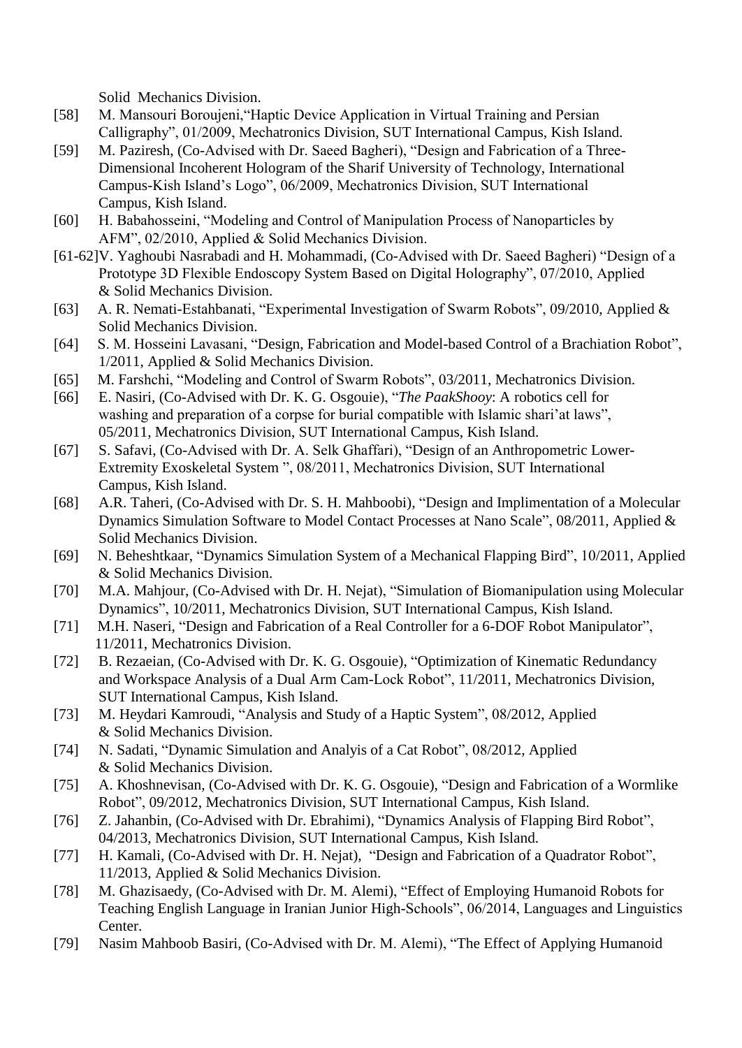Solid Mechanics Division.

[58] M. Mansouri Boroujeni,"Haptic Device Application in Virtual Training and Persian Calligraphy", 01/2009, Mechatronics Division, SUT International Campus, Kish Island.

[59] M. Paziresh, (Co-Advised with Dr. Saeed Bagheri), "Design and Fabrication of a Three-Dimensional Incoherent Hologram of the Sharif University of Technology, International Campus-Kish Island's Logo", 06/2009, Mechatronics Division, SUT International Campus, Kish Island.

[60] H. Babahosseini, "Modeling and Control of Manipulation Process of Nanoparticles by AFM", 02/2010, Applied & Solid Mechanics Division.

[61-62] V. Yaghoubi Nasrabadi and H. Mohammadi, (Co-Advised with Dr. Saeed Bagheri) "Design of a Prototype 3D Flexible Endoscopy System Based on Digital Holography", 07/2010, Applied & Solid Mechanics Division.

[63] A. R. Nemati-Estahbanati, "Experimental Investigation of Swarm Robots", 09/2010, Applied & Solid Mechanics Division.

[64] S. M. Hosseini Lavasani, "Design, Fabrication and Model-based Control of a Brachiation Robot", 1/2011, Applied & Solid Mechanics Division.

[65] M. Farshchi, "Modeling and Control of Swarm Robots", 03/2011, Mechatronics Division.

[66] E. Nasiri, (Co-Advised with Dr. K. G. Osgouie), "*The PaakShooy*: A robotics cell for washing and preparation of a corpse for burial compatible with Islamic shari'at laws", 05/2011, Mechatronics Division, SUT International Campus, Kish Island.

[67] S. Safavi, (Co-Advised with Dr. A. Selk Ghaffari), "Design of an Anthropometric Lower-Extremity Exoskeletal System ", 08/2011, Mechatronics Division, SUT International Campus, Kish Island.

[68] A.R. Taheri, (Co-Advised with Dr. S. H. Mahboobi), "Design and Implimentation of a Molecular Dynamics Simulation Software to Model Contact Processes at Nano Scale", 08/2011, Applied & Solid Mechanics Division.

[69] N. Beheshtkaar, "Dynamics Simulation System of a Mechanical Flapping Bird", 10/2011, Applied & Solid Mechanics Division.

[70] M.A. Mahjour, (Co-Advised with Dr. H. Nejat), "Simulation of Biomanipulation using Molecular Dynamics", 10/2011, Mechatronics Division, SUT International Campus, Kish Island.

[71] M.H. Naseri, "Design and Fabrication of a Real Controller for a 6-DOF Robot Manipulator", 11/2011, Mechatronics Division.

[72] B. Rezaeian, (Co-Advised with Dr. K. G. Osgouie), "Optimization of Kinematic Redundancy and Workspace Analysis of a Dual Arm Cam-Lock Robot", 11/2011, Mechatronics Division, SUT International Campus, Kish Island.

[73] M. Heydari Kamroudi, "Analysis and Study of a Haptic System", 08/2012, Applied & Solid Mechanics Division.

[74] N. Sadati, "Dynamic Simulation and Analyis of a Cat Robot", 08/2012, Applied & Solid Mechanics Division.

[75] A. Khoshnevisan, (Co-Advised with Dr. K. G. Osgouie), "Design and Fabrication of a Wormlike Robot", 09/2012, Mechatronics Division, SUT International Campus, Kish Island.

[76] Z. Jahanbin, (Co-Advised with Dr. Ebrahimi), "Dynamics Analysis of Flapping Bird Robot", 04/2013, Mechatronics Division, SUT International Campus, Kish Island.

[77] H. Kamali, (Co-Advised with Dr. H. Nejat), "Design and Fabrication of a Quadrator Robot", 11/2013, Applied & Solid Mechanics Division.

[78] M. Ghazisaedy, (Co-Advised with Dr. M. Alemi), "Effect of Employing Humanoid Robots for Teaching English Language in Iranian Junior High-Schools", 06/2014, Languages and Linguistics Center.

[79] Nasim Mahboob Basiri, (Co-Advised with Dr. M. Alemi), "The Effect of Applying Humanoid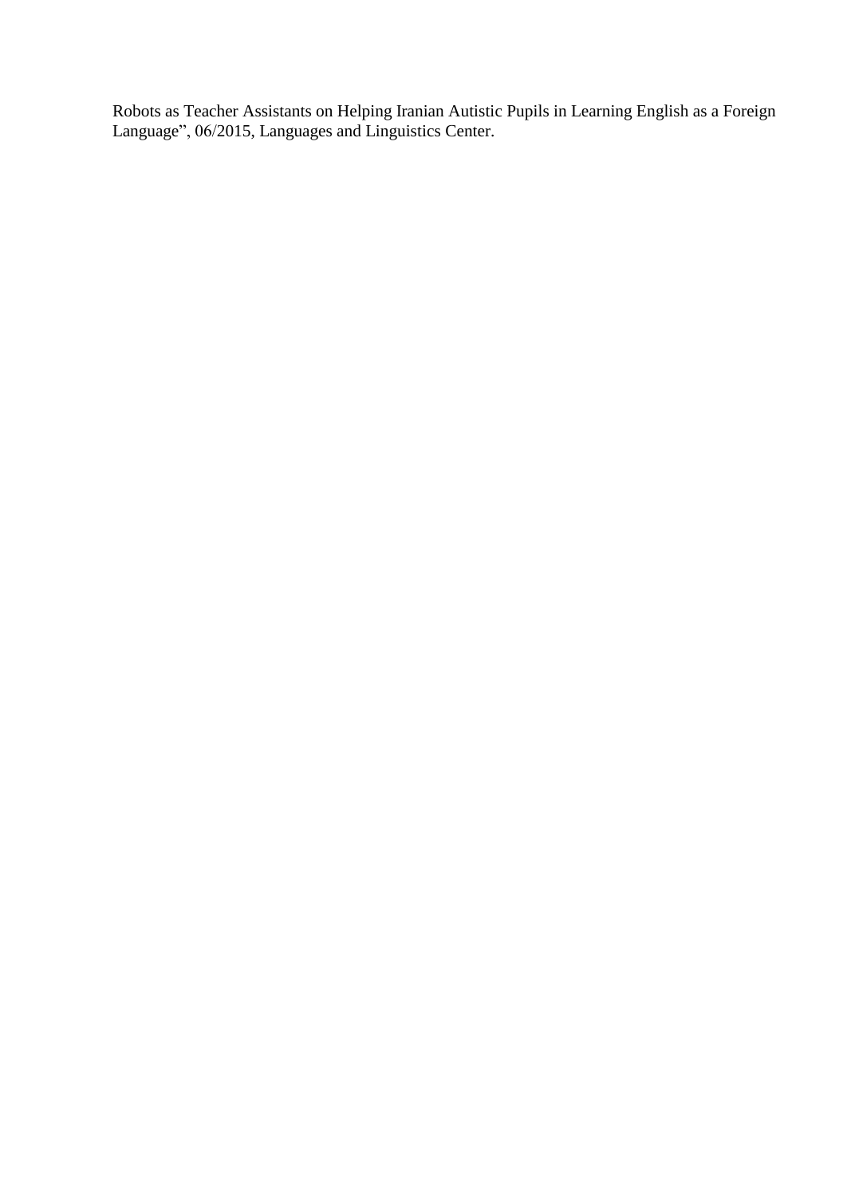Robots as Teacher Assistants on Helping Iranian Autistic Pupils in Learning English as a Foreign Language", 06/2015, Languages and Linguistics Center.